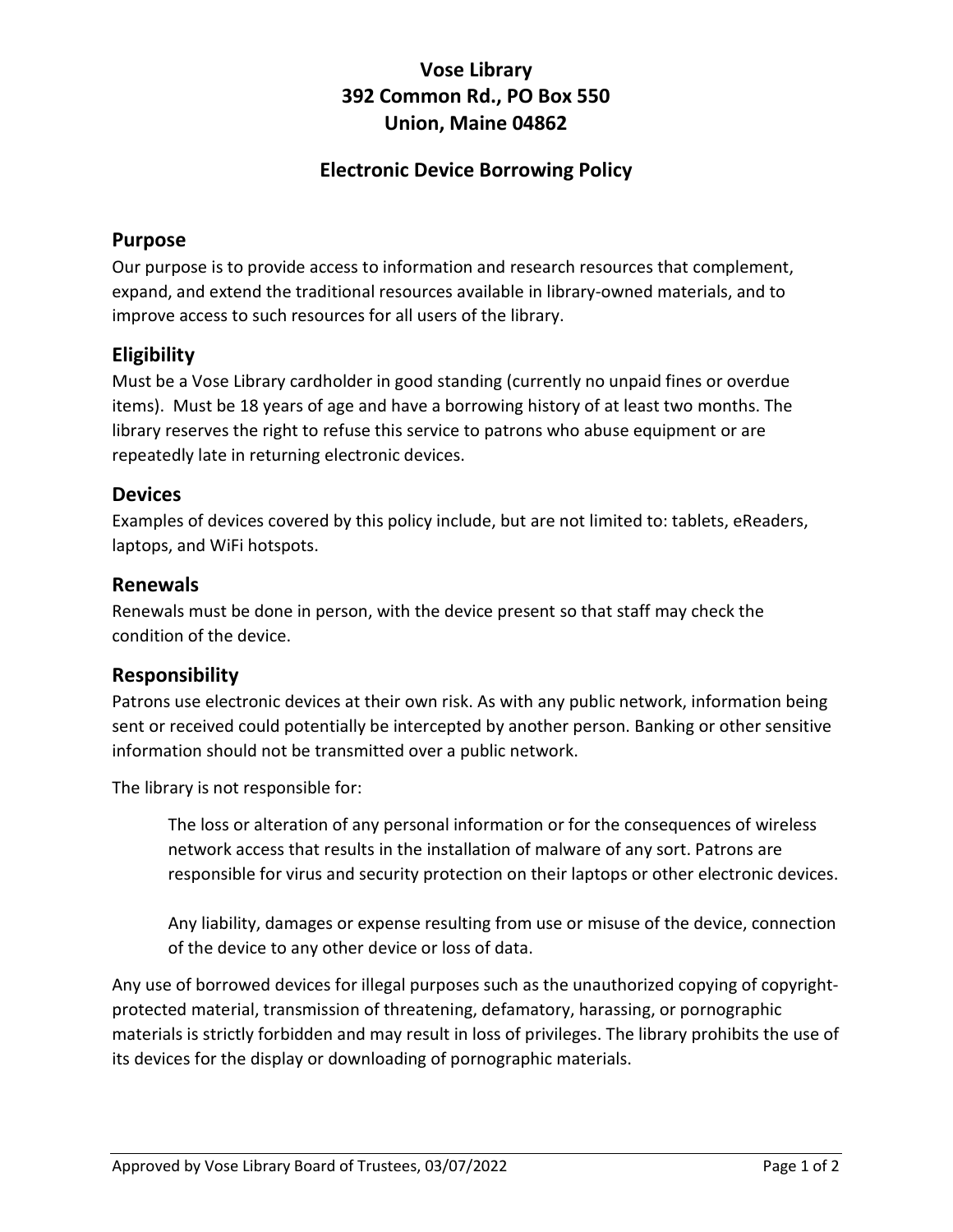# Vose Library
# 392 Common Rd., PO Box 550
# Union, Maine 04862

## Electronic Device Borrowing Policy

### Purpose

Our purpose is to provide access to information and research resources that complement, expand, and extend the traditional resources available in library-owned materials, and to improve access to such resources for all users of the library.

### Eligibility

Must be a Vose Library cardholder in good standing (currently no unpaid fines or overdue items). Must be 18 years of age and have a borrowing history of at least two months. The library reserves the right to refuse this service to patrons who abuse equipment or are repeatedly late in returning electronic devices.

### Devices

Examples of devices covered by this policy include, but are not limited to: tablets, eReaders, laptops, and WiFi hotspots.

### Renewals

Renewals must be done in person, with the device present so that staff may check the condition of the device.

### Responsibility

Patrons use electronic devices at their own risk. As with any public network, information being sent or received could potentially be intercepted by another person. Banking or other sensitive information should not be transmitted over a public network.

The library is not responsible for:

> The loss or alteration of any personal information or for the consequences of wireless network access that results in the installation of malware of any sort. Patrons are responsible for virus and security protection on their laptops or other electronic devices.
>
> Any liability, damages or expense resulting from use or misuse of the device, connection of the device to any other device or loss of data.

Any use of borrowed devices for illegal purposes such as the unauthorized copying of copyright-protected material, transmission of threatening, defamatory, harassing, or pornographic materials is strictly forbidden and may result in loss of privileges. The library prohibits the use of its devices for the display or downloading of pornographic materials.

Approved by Vose Library Board of Trustees, 03/07/2022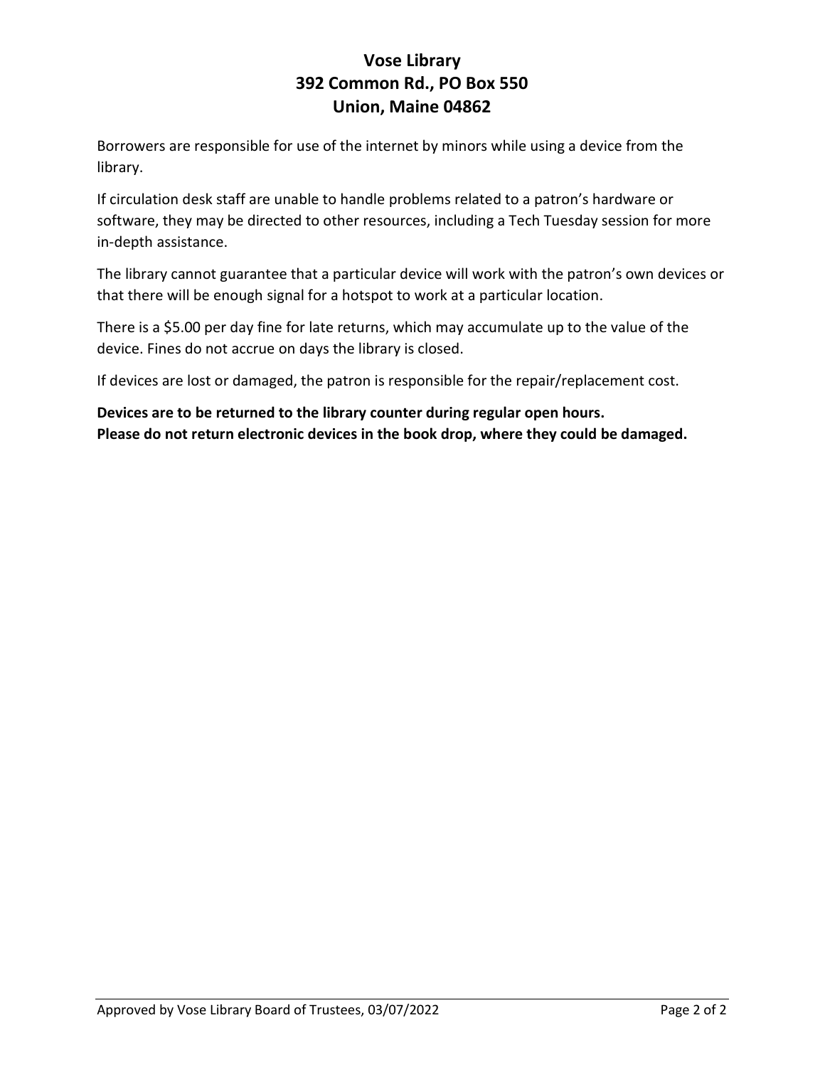**Vose Library**
**392 Common Rd., PO Box 550**
**Union, Maine 04862**

Borrowers are responsible for use of the internet by minors while using a device from the library.

If circulation desk staff are unable to handle problems related to a patron's hardware or software, they may be directed to other resources, including a Tech Tuesday session for more in-depth assistance.

The library cannot guarantee that a particular device will work with the patron's own devices or that there will be enough signal for a hotspot to work at a particular location.

There is a $5.00 per day fine for late returns, which may accumulate up to the value of the device. Fines do not accrue on days the library is closed.

If devices are lost or damaged, the patron is responsible for the repair/replacement cost.

**Devices are to be returned to the library counter during regular open hours.**
**Please do not return electronic devices in the book drop, where they could be damaged.**

Approved by Vose Library Board of Trustees, 03/07/2022